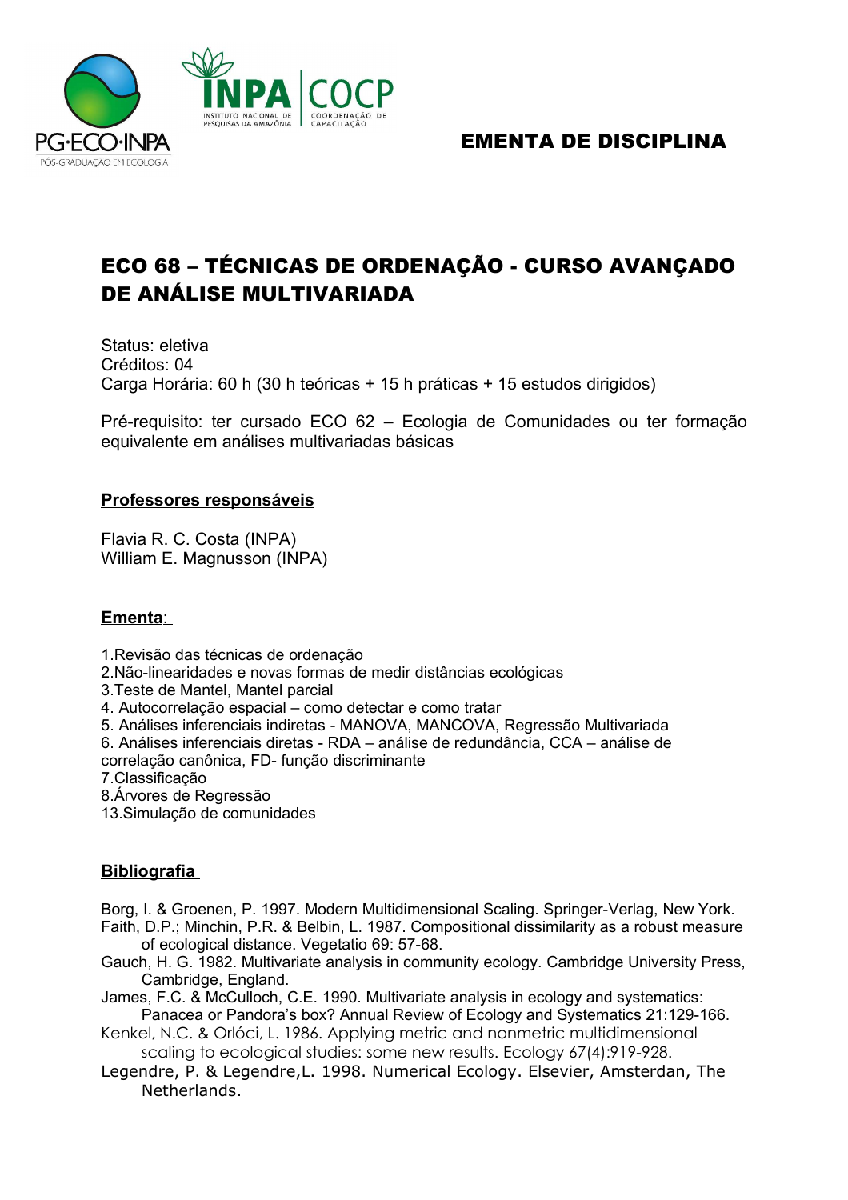# EMENTA DE DISCIPLINA

## ECO 68 – TÉCNICAS DE ORDENAÇÃO - CURSO AVANÇADO DE ANÁLISE MULTIVARIADA

Status: eletiva
Créditos: 04
Carga Horária: 60 h (30 h teóricas + 15 h práticas + 15 estudos dirigidos)

Pré-requisito: ter cursado ECO 62 – Ecologia de Comunidades ou ter formação equivalente em análises multivariadas básicas

### Professores responsáveis

Flavia R. C. Costa (INPA)
William E. Magnusson (INPA)

### Ementa:

1.Revisão das técnicas de ordenação
2.Não-linearidades e novas formas de medir distâncias ecológicas
3.Teste de Mantel, Mantel parcial
4. Autocorrelação espacial – como detectar e como tratar
5. Análises inferenciais indiretas - MANOVA, MANCOVA, Regressão Multivariada
6. Análises inferenciais diretas - RDA – análise de redundância, CCA – análise de correlação canônica, FD- função discriminante
7.Classificação
8.Árvores de Regressão
13.Simulação de comunidades

### Bibliografia

Borg, I. & Groenen, P. 1997. Modern Multidimensional Scaling. Springer-Verlag, New York.
Faith, D.P.; Minchin, P.R. & Belbin, L. 1987. Compositional dissimilarity as a robust measure of ecological distance. Vegetatio 69: 57-68.
Gauch, H. G. 1982. Multivariate analysis in community ecology. Cambridge University Press, Cambridge, England.
James, F.C. & McCulloch, C.E. 1990. Multivariate analysis in ecology and systematics: Panacea or Pandora's box? Annual Review of Ecology and Systematics 21:129-166.
Kenkel, N.C. & Orlóci, L. 1986. Applying metric and nonmetric multidimensional scaling to ecological studies: some new results. Ecology 67(4):919-928.
Legendre, P. & Legendre,L. 1998. Numerical Ecology. Elsevier, Amsterdan, The Netherlands.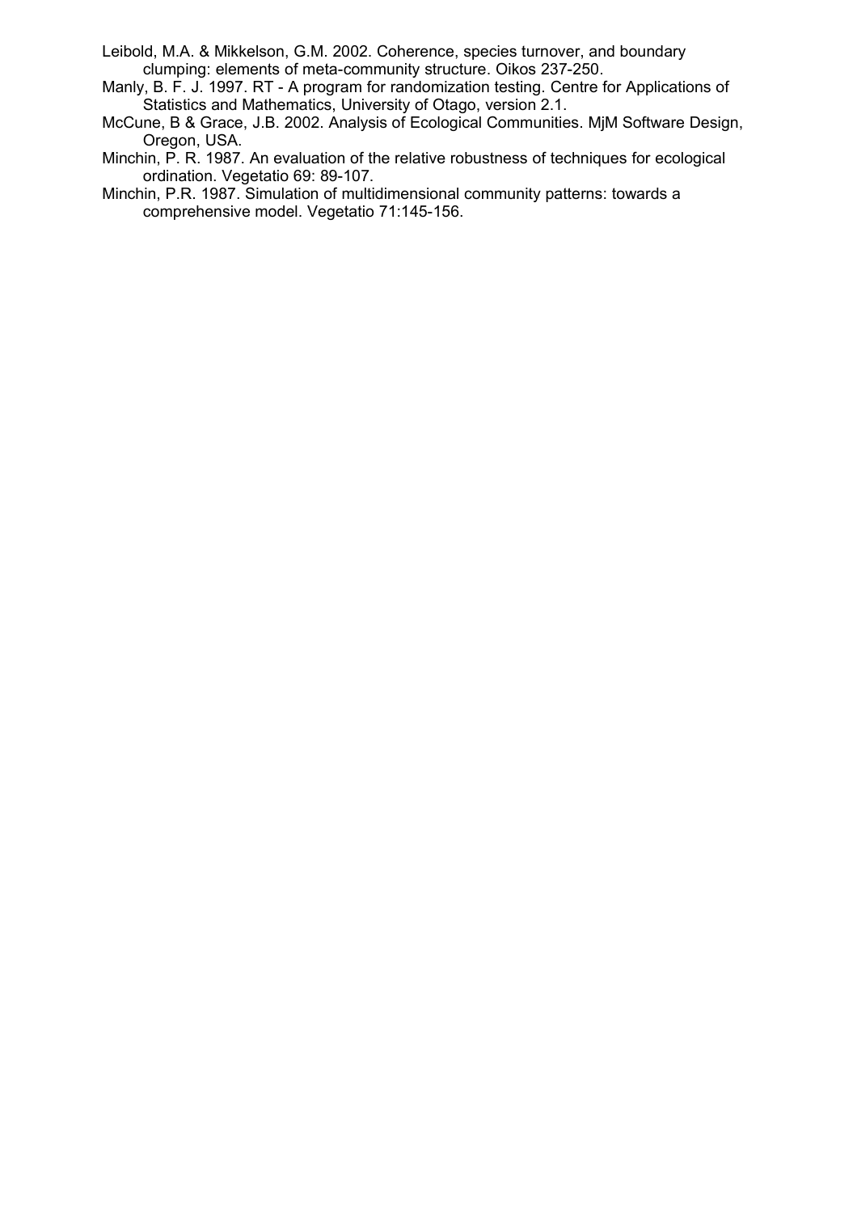Leibold, M.A. & Mikkelson, G.M. 2002. Coherence, species turnover, and boundary clumping: elements of meta-community structure. Oikos 237-250.

Manly, B. F. J. 1997. RT - A program for randomization testing. Centre for Applications of Statistics and Mathematics, University of Otago, version 2.1.

McCune, B & Grace, J.B. 2002. Analysis of Ecological Communities. MjM Software Design, Oregon, USA.

Minchin, P. R. 1987. An evaluation of the relative robustness of techniques for ecological ordination. Vegetatio 69: 89-107.

Minchin, P.R. 1987. Simulation of multidimensional community patterns: towards a comprehensive model. Vegetatio 71:145-156.